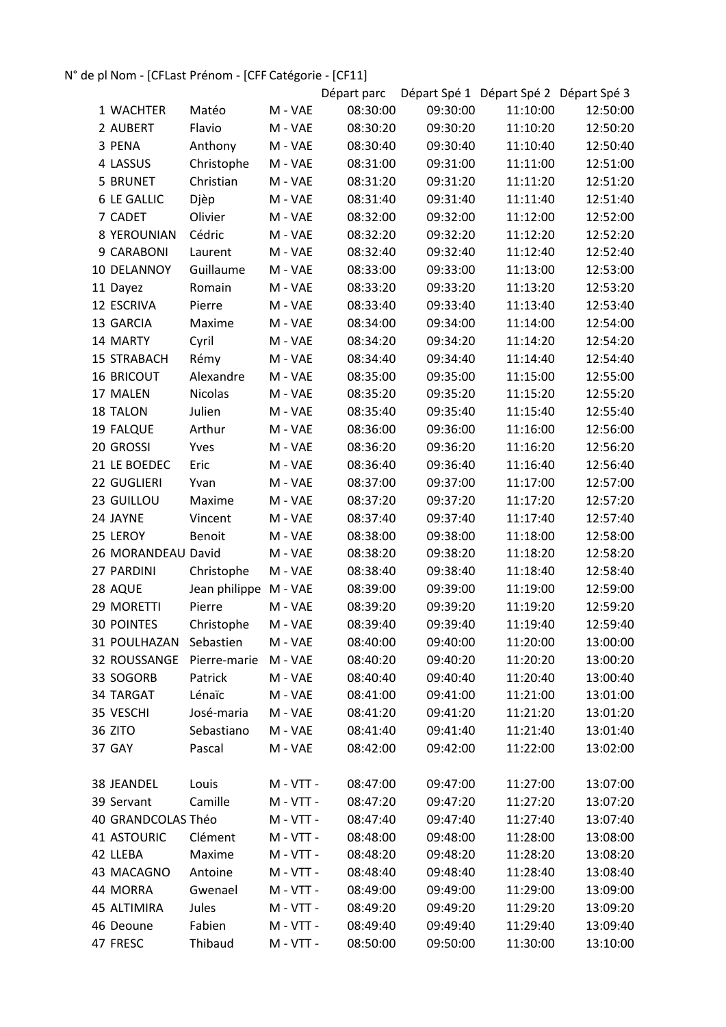| N° de pl | Nom - [CFLast | Prénom - [CFF | Catégorie - [CF11] | Départ parc | Départ Spé 1 | Départ Spé 2 | Départ Spé 3 |
|---|---|---|---|---|---|---|---|
| 1 | WACHTER | Matéo | M - VAE | 08:30:00 | 09:30:00 | 11:10:00 | 12:50:00 |
| 2 | AUBERT | Flavio | M - VAE | 08:30:20 | 09:30:20 | 11:10:20 | 12:50:20 |
| 3 | PENA | Anthony | M - VAE | 08:30:40 | 09:30:40 | 11:10:40 | 12:50:40 |
| 4 | LASSUS | Christophe | M - VAE | 08:31:00 | 09:31:00 | 11:11:00 | 12:51:00 |
| 5 | BRUNET | Christian | M - VAE | 08:31:20 | 09:31:20 | 11:11:20 | 12:51:20 |
| 6 | LE GALLIC | Djèp | M - VAE | 08:31:40 | 09:31:40 | 11:11:40 | 12:51:40 |
| 7 | CADET | Olivier | M - VAE | 08:32:00 | 09:32:00 | 11:12:00 | 12:52:00 |
| 8 | YEROUNIAN | Cédric | M - VAE | 08:32:20 | 09:32:20 | 11:12:20 | 12:52:20 |
| 9 | CARABONI | Laurent | M - VAE | 08:32:40 | 09:32:40 | 11:12:40 | 12:52:40 |
| 10 | DELANNOY | Guillaume | M - VAE | 08:33:00 | 09:33:00 | 11:13:00 | 12:53:00 |
| 11 | Dayez | Romain | M - VAE | 08:33:20 | 09:33:20 | 11:13:20 | 12:53:20 |
| 12 | ESCRIVA | Pierre | M - VAE | 08:33:40 | 09:33:40 | 11:13:40 | 12:53:40 |
| 13 | GARCIA | Maxime | M - VAE | 08:34:00 | 09:34:00 | 11:14:00 | 12:54:00 |
| 14 | MARTY | Cyril | M - VAE | 08:34:20 | 09:34:20 | 11:14:20 | 12:54:20 |
| 15 | STRABACH | Rémy | M - VAE | 08:34:40 | 09:34:40 | 11:14:40 | 12:54:40 |
| 16 | BRICOUT | Alexandre | M - VAE | 08:35:00 | 09:35:00 | 11:15:00 | 12:55:00 |
| 17 | MALEN | Nicolas | M - VAE | 08:35:20 | 09:35:20 | 11:15:20 | 12:55:20 |
| 18 | TALON | Julien | M - VAE | 08:35:40 | 09:35:40 | 11:15:40 | 12:55:40 |
| 19 | FALQUE | Arthur | M - VAE | 08:36:00 | 09:36:00 | 11:16:00 | 12:56:00 |
| 20 | GROSSI | Yves | M - VAE | 08:36:20 | 09:36:20 | 11:16:20 | 12:56:20 |
| 21 | LE BOEDEC | Eric | M - VAE | 08:36:40 | 09:36:40 | 11:16:40 | 12:56:40 |
| 22 | GUGLIERI | Yvan | M - VAE | 08:37:00 | 09:37:00 | 11:17:00 | 12:57:00 |
| 23 | GUILLOU | Maxime | M - VAE | 08:37:20 | 09:37:20 | 11:17:20 | 12:57:20 |
| 24 | JAYNE | Vincent | M - VAE | 08:37:40 | 09:37:40 | 11:17:40 | 12:57:40 |
| 25 | LEROY | Benoit | M - VAE | 08:38:00 | 09:38:00 | 11:18:00 | 12:58:00 |
| 26 | MORANDEAU | David | M - VAE | 08:38:20 | 09:38:20 | 11:18:20 | 12:58:20 |
| 27 | PARDINI | Christophe | M - VAE | 08:38:40 | 09:38:40 | 11:18:40 | 12:58:40 |
| 28 | AQUE | Jean philippe | M - VAE | 08:39:00 | 09:39:00 | 11:19:00 | 12:59:00 |
| 29 | MORETTI | Pierre | M - VAE | 08:39:20 | 09:39:20 | 11:19:20 | 12:59:20 |
| 30 | POINTES | Christophe | M - VAE | 08:39:40 | 09:39:40 | 11:19:40 | 12:59:40 |
| 31 | POULHAZAN | Sebastien | M - VAE | 08:40:00 | 09:40:00 | 11:20:00 | 13:00:00 |
| 32 | ROUSSANGE | Pierre-marie | M - VAE | 08:40:20 | 09:40:20 | 11:20:20 | 13:00:20 |
| 33 | SOGORB | Patrick | M - VAE | 08:40:40 | 09:40:40 | 11:20:40 | 13:00:40 |
| 34 | TARGAT | Lénaïc | M - VAE | 08:41:00 | 09:41:00 | 11:21:00 | 13:01:00 |
| 35 | VESCHI | José-maria | M - VAE | 08:41:20 | 09:41:20 | 11:21:20 | 13:01:20 |
| 36 | ZITO | Sebastiano | M - VAE | 08:41:40 | 09:41:40 | 11:21:40 | 13:01:40 |
| 37 | GAY | Pascal | M - VAE | 08:42:00 | 09:42:00 | 11:22:00 | 13:02:00 |
| | | | | | | | |
| 38 | JEANDEL | Louis | M - VTT - | 08:47:00 | 09:47:00 | 11:27:00 | 13:07:00 |
| 39 | Servant | Camille | M - VTT - | 08:47:20 | 09:47:20 | 11:27:20 | 13:07:20 |
| 40 | GRANDCOLAS | Théo | M - VTT - | 08:47:40 | 09:47:40 | 11:27:40 | 13:07:40 |
| 41 | ASTOURIC | Clément | M - VTT - | 08:48:00 | 09:48:00 | 11:28:00 | 13:08:00 |
| 42 | LLEBA | Maxime | M - VTT - | 08:48:20 | 09:48:20 | 11:28:20 | 13:08:20 |
| 43 | MACAGNO | Antoine | M - VTT - | 08:48:40 | 09:48:40 | 11:28:40 | 13:08:40 |
| 44 | MORRA | Gwenael | M - VTT - | 08:49:00 | 09:49:00 | 11:29:00 | 13:09:00 |
| 45 | ALTIMIRA | Jules | M - VTT - | 08:49:20 | 09:49:20 | 11:29:20 | 13:09:20 |
| 46 | Deoune | Fabien | M - VTT - | 08:49:40 | 09:49:40 | 11:29:40 | 13:09:40 |
| 47 | FRESC | Thibaud | M - VTT - | 08:50:00 | 09:50:00 | 11:30:00 | 13:10:00 |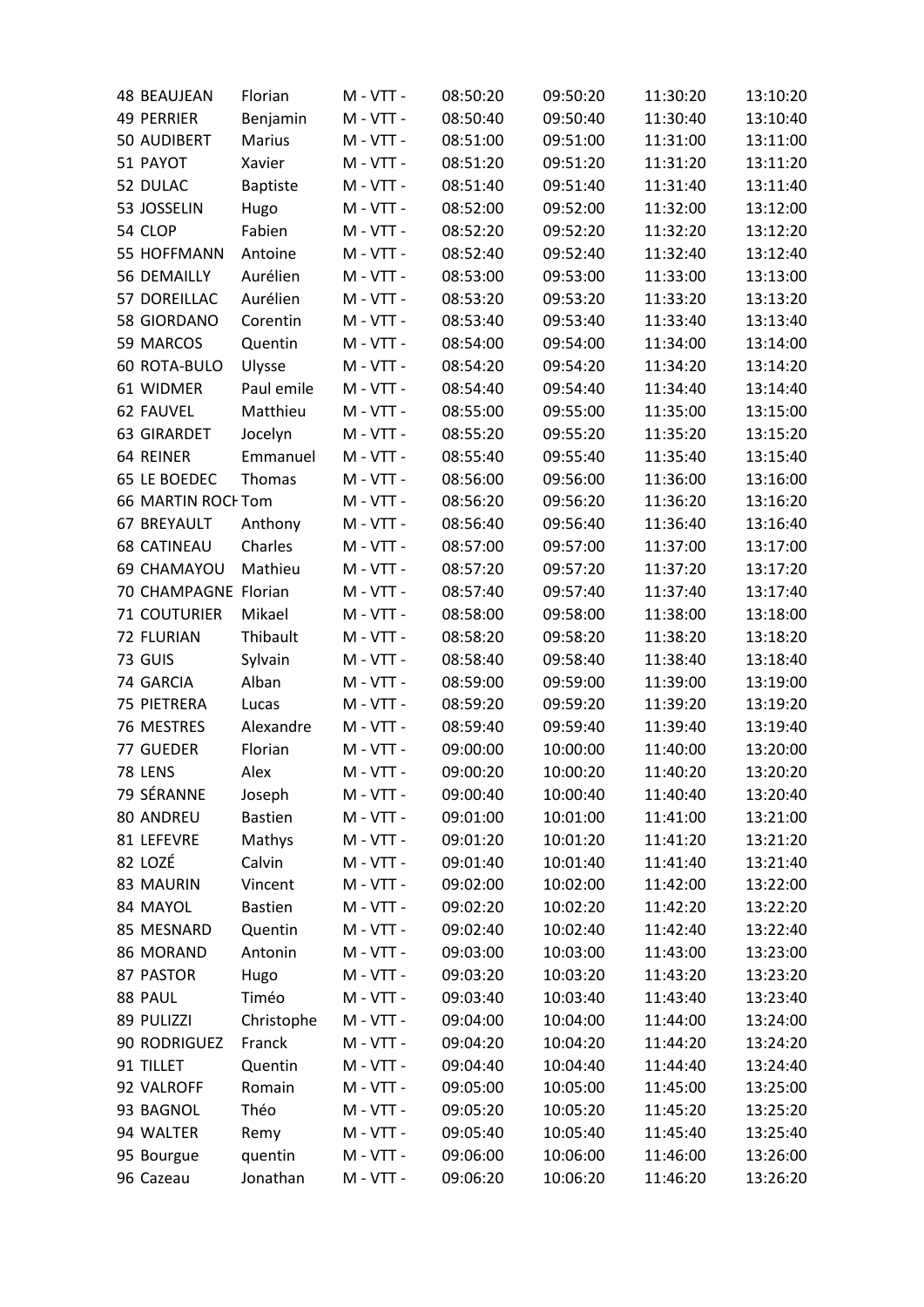| | | | | | | | |
|---|---|---|---|---|---|---|---|
| 48 | BEAUJEAN | Florian | M - VTT - | 08:50:20 | 09:50:20 | 11:30:20 | 13:10:20 |
| 49 | PERRIER | Benjamin | M - VTT - | 08:50:40 | 09:50:40 | 11:30:40 | 13:10:40 |
| 50 | AUDIBERT | Marius | M - VTT - | 08:51:00 | 09:51:00 | 11:31:00 | 13:11:00 |
| 51 | PAYOT | Xavier | M - VTT - | 08:51:20 | 09:51:20 | 11:31:20 | 13:11:20 |
| 52 | DULAC | Baptiste | M - VTT - | 08:51:40 | 09:51:40 | 11:31:40 | 13:11:40 |
| 53 | JOSSELIN | Hugo | M - VTT - | 08:52:00 | 09:52:00 | 11:32:00 | 13:12:00 |
| 54 | CLOP | Fabien | M - VTT - | 08:52:20 | 09:52:20 | 11:32:20 | 13:12:20 |
| 55 | HOFFMANN | Antoine | M - VTT - | 08:52:40 | 09:52:40 | 11:32:40 | 13:12:40 |
| 56 | DEMAILLY | Aurélien | M - VTT - | 08:53:00 | 09:53:00 | 11:33:00 | 13:13:00 |
| 57 | DOREILLAC | Aurélien | M - VTT - | 08:53:20 | 09:53:20 | 11:33:20 | 13:13:20 |
| 58 | GIORDANO | Corentin | M - VTT - | 08:53:40 | 09:53:40 | 11:33:40 | 13:13:40 |
| 59 | MARCOS | Quentin | M - VTT - | 08:54:00 | 09:54:00 | 11:34:00 | 13:14:00 |
| 60 | ROTA-BULO | Ulysse | M - VTT - | 08:54:20 | 09:54:20 | 11:34:20 | 13:14:20 |
| 61 | WIDMER | Paul emile | M - VTT - | 08:54:40 | 09:54:40 | 11:34:40 | 13:14:40 |
| 62 | FAUVEL | Matthieu | M - VTT - | 08:55:00 | 09:55:00 | 11:35:00 | 13:15:00 |
| 63 | GIRARDET | Jocelyn | M - VTT - | 08:55:20 | 09:55:20 | 11:35:20 | 13:15:20 |
| 64 | REINER | Emmanuel | M - VTT - | 08:55:40 | 09:55:40 | 11:35:40 | 13:15:40 |
| 65 | LE BOEDEC | Thomas | M - VTT - | 08:56:00 | 09:56:00 | 11:36:00 | 13:16:00 |
| 66 | MARTIN ROCH | Tom | M - VTT - | 08:56:20 | 09:56:20 | 11:36:20 | 13:16:20 |
| 67 | BREYAULT | Anthony | M - VTT - | 08:56:40 | 09:56:40 | 11:36:40 | 13:16:40 |
| 68 | CATINEAU | Charles | M - VTT - | 08:57:00 | 09:57:00 | 11:37:00 | 13:17:00 |
| 69 | CHAMAYOU | Mathieu | M - VTT - | 08:57:20 | 09:57:20 | 11:37:20 | 13:17:20 |
| 70 | CHAMPAGNE | Florian | M - VTT - | 08:57:40 | 09:57:40 | 11:37:40 | 13:17:40 |
| 71 | COUTURIER | Mikael | M - VTT - | 08:58:00 | 09:58:00 | 11:38:00 | 13:18:00 |
| 72 | FLURIAN | Thibault | M - VTT - | 08:58:20 | 09:58:20 | 11:38:20 | 13:18:20 |
| 73 | GUIS | Sylvain | M - VTT - | 08:58:40 | 09:58:40 | 11:38:40 | 13:18:40 |
| 74 | GARCIA | Alban | M - VTT - | 08:59:00 | 09:59:00 | 11:39:00 | 13:19:00 |
| 75 | PIETRERA | Lucas | M - VTT - | 08:59:20 | 09:59:20 | 11:39:20 | 13:19:20 |
| 76 | MESTRES | Alexandre | M - VTT - | 08:59:40 | 09:59:40 | 11:39:40 | 13:19:40 |
| 77 | GUEDER | Florian | M - VTT - | 09:00:00 | 10:00:00 | 11:40:00 | 13:20:00 |
| 78 | LENS | Alex | M - VTT - | 09:00:20 | 10:00:20 | 11:40:20 | 13:20:20 |
| 79 | SÉRANNE | Joseph | M - VTT - | 09:00:40 | 10:00:40 | 11:40:40 | 13:20:40 |
| 80 | ANDREU | Bastien | M - VTT - | 09:01:00 | 10:01:00 | 11:41:00 | 13:21:00 |
| 81 | LEFEVRE | Mathys | M - VTT - | 09:01:20 | 10:01:20 | 11:41:20 | 13:21:20 |
| 82 | LOZÉ | Calvin | M - VTT - | 09:01:40 | 10:01:40 | 11:41:40 | 13:21:40 |
| 83 | MAURIN | Vincent | M - VTT - | 09:02:00 | 10:02:00 | 11:42:00 | 13:22:00 |
| 84 | MAYOL | Bastien | M - VTT - | 09:02:20 | 10:02:20 | 11:42:20 | 13:22:20 |
| 85 | MESNARD | Quentin | M - VTT - | 09:02:40 | 10:02:40 | 11:42:40 | 13:22:40 |
| 86 | MORAND | Antonin | M - VTT - | 09:03:00 | 10:03:00 | 11:43:00 | 13:23:00 |
| 87 | PASTOR | Hugo | M - VTT - | 09:03:20 | 10:03:20 | 11:43:20 | 13:23:20 |
| 88 | PAUL | Timéo | M - VTT - | 09:03:40 | 10:03:40 | 11:43:40 | 13:23:40 |
| 89 | PULIZZI | Christophe | M - VTT - | 09:04:00 | 10:04:00 | 11:44:00 | 13:24:00 |
| 90 | RODRIGUEZ | Franck | M - VTT - | 09:04:20 | 10:04:20 | 11:44:20 | 13:24:20 |
| 91 | TILLET | Quentin | M - VTT - | 09:04:40 | 10:04:40 | 11:44:40 | 13:24:40 |
| 92 | VALROFF | Romain | M - VTT - | 09:05:00 | 10:05:00 | 11:45:00 | 13:25:00 |
| 93 | BAGNOL | Théo | M - VTT - | 09:05:20 | 10:05:20 | 11:45:20 | 13:25:20 |
| 94 | WALTER | Remy | M - VTT - | 09:05:40 | 10:05:40 | 11:45:40 | 13:25:40 |
| 95 | Bourgue | quentin | M - VTT - | 09:06:00 | 10:06:00 | 11:46:00 | 13:26:00 |
| 96 | Cazeau | Jonathan | M - VTT - | 09:06:20 | 10:06:20 | 11:46:20 | 13:26:20 |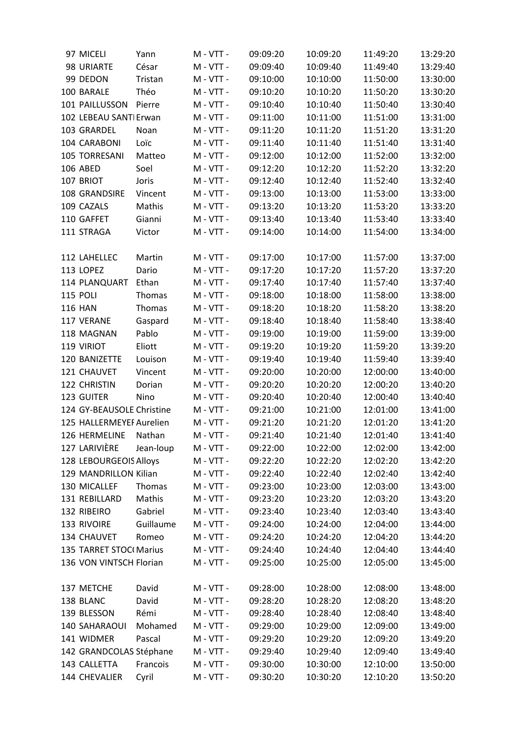| | | | | | | |
|---|---|---|---|---|---|---|
| 97 MICELI | Yann | M - VTT - | 09:09:20 | 10:09:20 | 11:49:20 | 13:29:20 |
| 98 URIARTE | César | M - VTT - | 09:09:40 | 10:09:40 | 11:49:40 | 13:29:40 |
| 99 DEDON | Tristan | M - VTT - | 09:10:00 | 10:10:00 | 11:50:00 | 13:30:00 |
| 100 BARALE | Théo | M - VTT - | 09:10:20 | 10:10:20 | 11:50:20 | 13:30:20 |
| 101 PAILLUSSON | Pierre | M - VTT - | 09:10:40 | 10:10:40 | 11:50:40 | 13:30:40 |
| 102 LEBEAU SANTI | Erwan | M - VTT - | 09:11:00 | 10:11:00 | 11:51:00 | 13:31:00 |
| 103 GRARDEL | Noan | M - VTT - | 09:11:20 | 10:11:20 | 11:51:20 | 13:31:20 |
| 104 CARABONI | Loïc | M - VTT - | 09:11:40 | 10:11:40 | 11:51:40 | 13:31:40 |
| 105 TORRESANI | Matteo | M - VTT - | 09:12:00 | 10:12:00 | 11:52:00 | 13:32:00 |
| 106 ABED | Soel | M - VTT - | 09:12:20 | 10:12:20 | 11:52:20 | 13:32:20 |
| 107 BRIOT | Joris | M - VTT - | 09:12:40 | 10:12:40 | 11:52:40 | 13:32:40 |
| 108 GRANDSIRE | Vincent | M - VTT - | 09:13:00 | 10:13:00 | 11:53:00 | 13:33:00 |
| 109 CAZALS | Mathis | M - VTT - | 09:13:20 | 10:13:20 | 11:53:20 | 13:33:20 |
| 110 GAFFET | Gianni | M - VTT - | 09:13:40 | 10:13:40 | 11:53:40 | 13:33:40 |
| 111 STRAGA | Victor | M - VTT - | 09:14:00 | 10:14:00 | 11:54:00 | 13:34:00 |
| | | | | | | |
| 112 LAHELLEC | Martin | M - VTT - | 09:17:00 | 10:17:00 | 11:57:00 | 13:37:00 |
| 113 LOPEZ | Dario | M - VTT - | 09:17:20 | 10:17:20 | 11:57:20 | 13:37:20 |
| 114 PLANQUART | Ethan | M - VTT - | 09:17:40 | 10:17:40 | 11:57:40 | 13:37:40 |
| 115 POLI | Thomas | M - VTT - | 09:18:00 | 10:18:00 | 11:58:00 | 13:38:00 |
| 116 HAN | Thomas | M - VTT - | 09:18:20 | 10:18:20 | 11:58:20 | 13:38:20 |
| 117 VERANE | Gaspard | M - VTT - | 09:18:40 | 10:18:40 | 11:58:40 | 13:38:40 |
| 118 MAGNAN | Pablo | M - VTT - | 09:19:00 | 10:19:00 | 11:59:00 | 13:39:00 |
| 119 VIRIOT | Eliott | M - VTT - | 09:19:20 | 10:19:20 | 11:59:20 | 13:39:20 |
| 120 BANIZETTE | Louison | M - VTT - | 09:19:40 | 10:19:40 | 11:59:40 | 13:39:40 |
| 121 CHAUVET | Vincent | M - VTT - | 09:20:00 | 10:20:00 | 12:00:00 | 13:40:00 |
| 122 CHRISTIN | Dorian | M - VTT - | 09:20:20 | 10:20:20 | 12:00:20 | 13:40:20 |
| 123 GUITER | Nino | M - VTT - | 09:20:40 | 10:20:40 | 12:00:40 | 13:40:40 |
| 124 GY-BEAUSOLE | Christine | M - VTT - | 09:21:00 | 10:21:00 | 12:01:00 | 13:41:00 |
| 125 HALLERMEYEF | Aurelien | M - VTT - | 09:21:20 | 10:21:20 | 12:01:20 | 13:41:20 |
| 126 HERMELINE | Nathan | M - VTT - | 09:21:40 | 10:21:40 | 12:01:40 | 13:41:40 |
| 127 LARIVIÈRE | Jean-loup | M - VTT - | 09:22:00 | 10:22:00 | 12:02:00 | 13:42:00 |
| 128 LEBOURGEOIS | Alloys | M - VTT - | 09:22:20 | 10:22:20 | 12:02:20 | 13:42:20 |
| 129 MANDRILLON | Kilian | M - VTT - | 09:22:40 | 10:22:40 | 12:02:40 | 13:42:40 |
| 130 MICALLEF | Thomas | M - VTT - | 09:23:00 | 10:23:00 | 12:03:00 | 13:43:00 |
| 131 REBILLARD | Mathis | M - VTT - | 09:23:20 | 10:23:20 | 12:03:20 | 13:43:20 |
| 132 RIBEIRO | Gabriel | M - VTT - | 09:23:40 | 10:23:40 | 12:03:40 | 13:43:40 |
| 133 RIVOIRE | Guillaume | M - VTT - | 09:24:00 | 10:24:00 | 12:04:00 | 13:44:00 |
| 134 CHAUVET | Romeo | M - VTT - | 09:24:20 | 10:24:20 | 12:04:20 | 13:44:20 |
| 135 TARRET STOC( | Marius | M - VTT - | 09:24:40 | 10:24:40 | 12:04:40 | 13:44:40 |
| 136 VON VINTSCH | Florian | M - VTT - | 09:25:00 | 10:25:00 | 12:05:00 | 13:45:00 |
| | | | | | | |
| 137 METCHE | David | M - VTT - | 09:28:00 | 10:28:00 | 12:08:00 | 13:48:00 |
| 138 BLANC | David | M - VTT - | 09:28:20 | 10:28:20 | 12:08:20 | 13:48:20 |
| 139 BLESSON | Rémi | M - VTT - | 09:28:40 | 10:28:40 | 12:08:40 | 13:48:40 |
| 140 SAHARAOUI | Mohamed | M - VTT - | 09:29:00 | 10:29:00 | 12:09:00 | 13:49:00 |
| 141 WIDMER | Pascal | M - VTT - | 09:29:20 | 10:29:20 | 12:09:20 | 13:49:20 |
| 142 GRANDCOLAS | Stéphane | M - VTT - | 09:29:40 | 10:29:40 | 12:09:40 | 13:49:40 |
| 143 CALLETTA | Francois | M - VTT - | 09:30:00 | 10:30:00 | 12:10:00 | 13:50:00 |
| 144 CHEVALIER | Cyril | M - VTT - | 09:30:20 | 10:30:20 | 12:10:20 | 13:50:20 |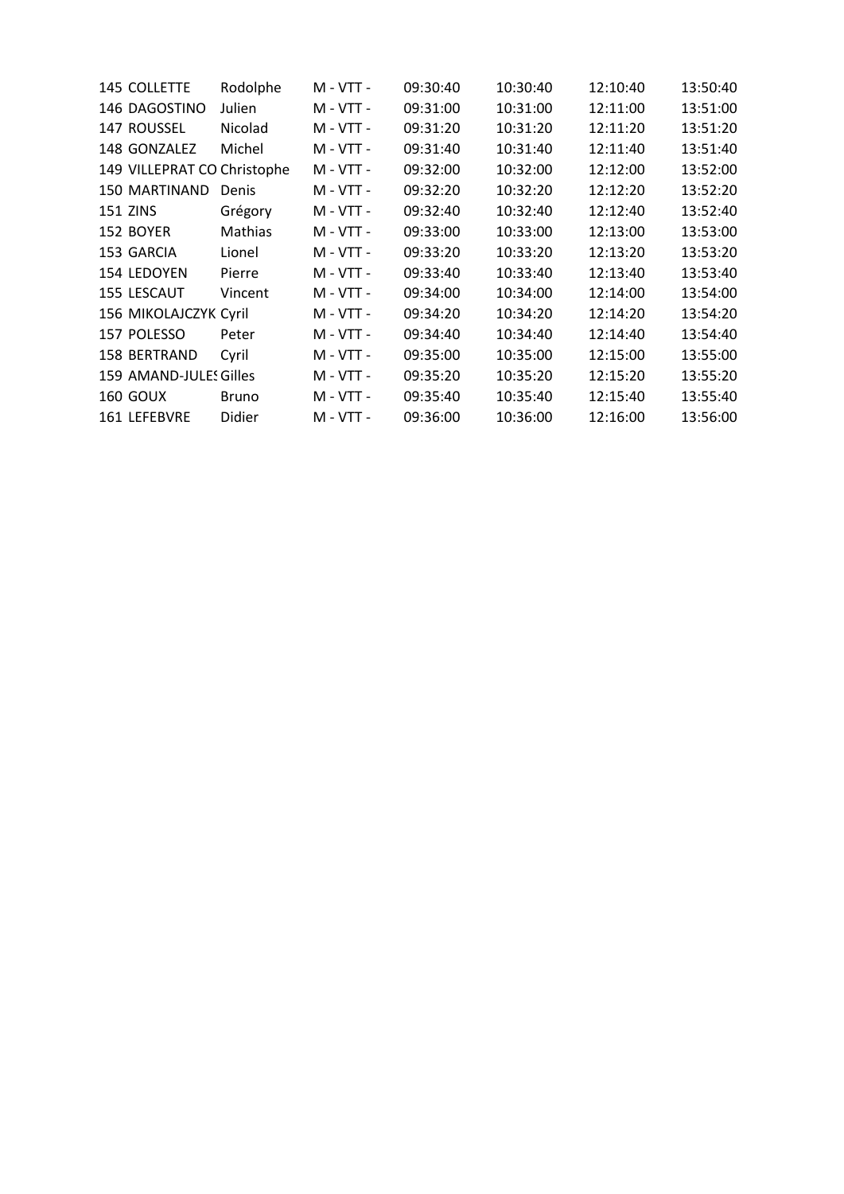| | | | | | | | |
|---|---|---|---|---|---|---|---|
| 145 | COLLETTE | Rodolphe | M - VTT - | 09:30:40 | 10:30:40 | 12:10:40 | 13:50:40 |
| 146 | DAGOSTINO | Julien | M - VTT - | 09:31:00 | 10:31:00 | 12:11:00 | 13:51:00 |
| 147 | ROUSSEL | Nicolad | M - VTT - | 09:31:20 | 10:31:20 | 12:11:20 | 13:51:20 |
| 148 | GONZALEZ | Michel | M - VTT - | 09:31:40 | 10:31:40 | 12:11:40 | 13:51:40 |
| 149 | VILLEPRAT CO | Christophe | M - VTT - | 09:32:00 | 10:32:00 | 12:12:00 | 13:52:00 |
| 150 | MARTINAND | Denis | M - VTT - | 09:32:20 | 10:32:20 | 12:12:20 | 13:52:20 |
| 151 | ZINS | Grégory | M - VTT - | 09:32:40 | 10:32:40 | 12:12:40 | 13:52:40 |
| 152 | BOYER | Mathias | M - VTT - | 09:33:00 | 10:33:00 | 12:13:00 | 13:53:00 |
| 153 | GARCIA | Lionel | M - VTT - | 09:33:20 | 10:33:20 | 12:13:20 | 13:53:20 |
| 154 | LEDOYEN | Pierre | M - VTT - | 09:33:40 | 10:33:40 | 12:13:40 | 13:53:40 |
| 155 | LESCAUT | Vincent | M - VTT - | 09:34:00 | 10:34:00 | 12:14:00 | 13:54:00 |
| 156 | MIKOLAJCZYK | Cyril | M - VTT - | 09:34:20 | 10:34:20 | 12:14:20 | 13:54:20 |
| 157 | POLESSO | Peter | M - VTT - | 09:34:40 | 10:34:40 | 12:14:40 | 13:54:40 |
| 158 | BERTRAND | Cyril | M - VTT - | 09:35:00 | 10:35:00 | 12:15:00 | 13:55:00 |
| 159 | AMAND-JULES | Gilles | M - VTT - | 09:35:20 | 10:35:20 | 12:15:20 | 13:55:20 |
| 160 | GOUX | Bruno | M - VTT - | 09:35:40 | 10:35:40 | 12:15:40 | 13:55:40 |
| 161 | LEFEBVRE | Didier | M - VTT - | 09:36:00 | 10:36:00 | 12:16:00 | 13:56:00 |